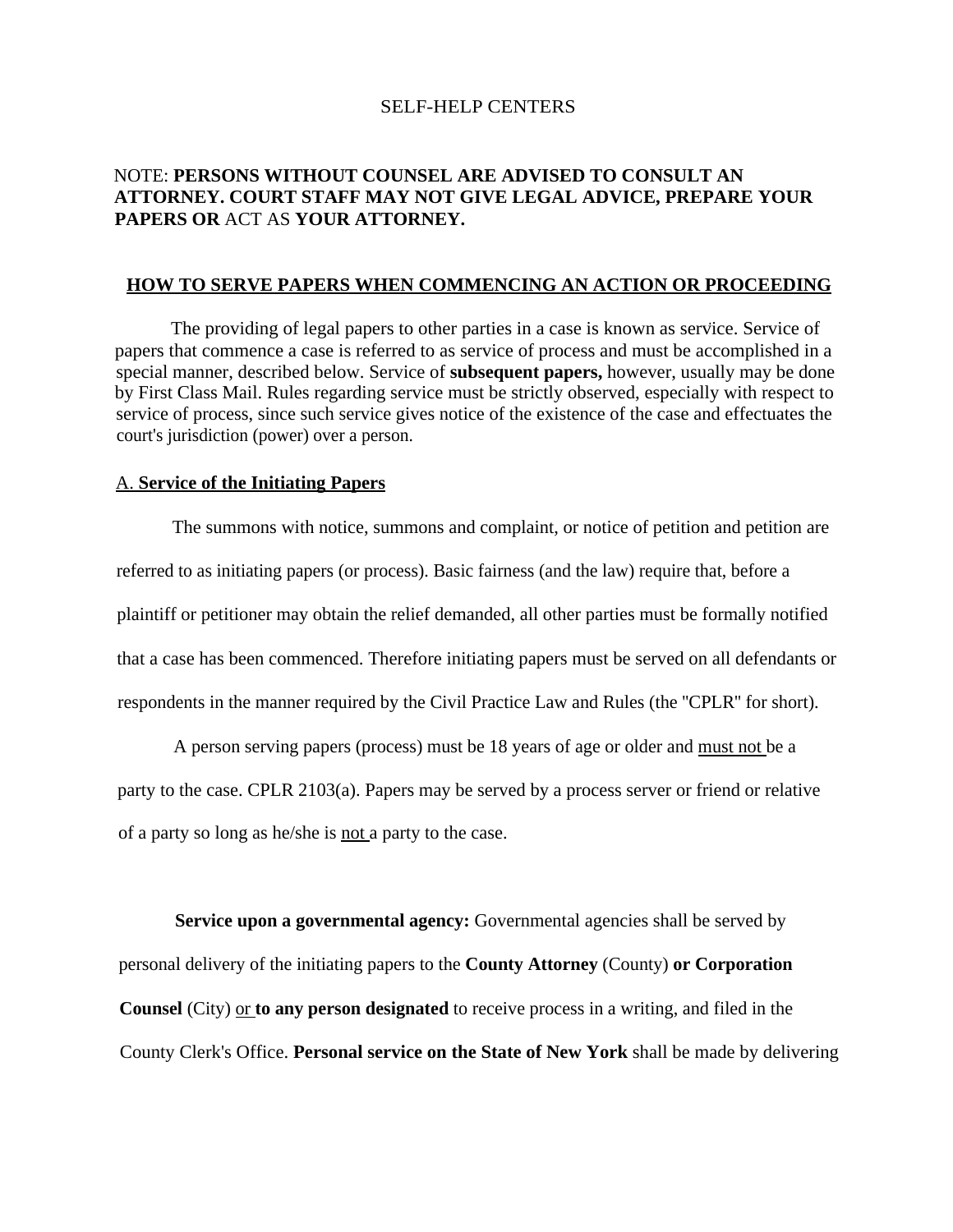SELF-HELP CENTERS

NOTE: **PERSONS WITHOUT COUNSEL ARE ADVISED TO CONSULT AN ATTORNEY. COURT STAFF MAY NOT GIVE LEGAL ADVICE, PREPARE YOUR PAPERS OR** ACT AS **YOUR ATTORNEY.**

## HOW TO SERVE PAPERS WHEN COMMENCING AN ACTION OR PROCEEDING

The providing of legal papers to other parties in a case is known as service. Service of papers that commence a case is referred to as service of process and must be accomplished in a special manner, described below. Service of **subsequent papers,** however, usually may be done by First Class Mail. Rules regarding service must be strictly observed, especially with respect to service of process, since such service gives notice of the existence of the case and effectuates the court's jurisdiction (power) over a person.

### A. Service of the Initiating Papers

The summons with notice, summons and complaint, or notice of petition and petition are referred to as initiating papers (or process). Basic fairness (and the law) require that, before a plaintiff or petitioner may obtain the relief demanded, all other parties must be formally notified that a case has been commenced. Therefore initiating papers must be served on all defendants or respondents in the manner required by the Civil Practice Law and Rules (the "CPLR" for short).

A person serving papers (process) must be 18 years of age or older and must not be a party to the case. CPLR 2103(a). Papers may be served by a process server or friend or relative of a party so long as he/she is not a party to the case.

**Service upon a governmental agency:** Governmental agencies shall be served by personal delivery of the initiating papers to the **County Attorney** (County) **or Corporation Counsel** (City) or **to any person designated** to receive process in a writing, and filed in the County Clerk's Office. **Personal service on the State of New York** shall be made by delivering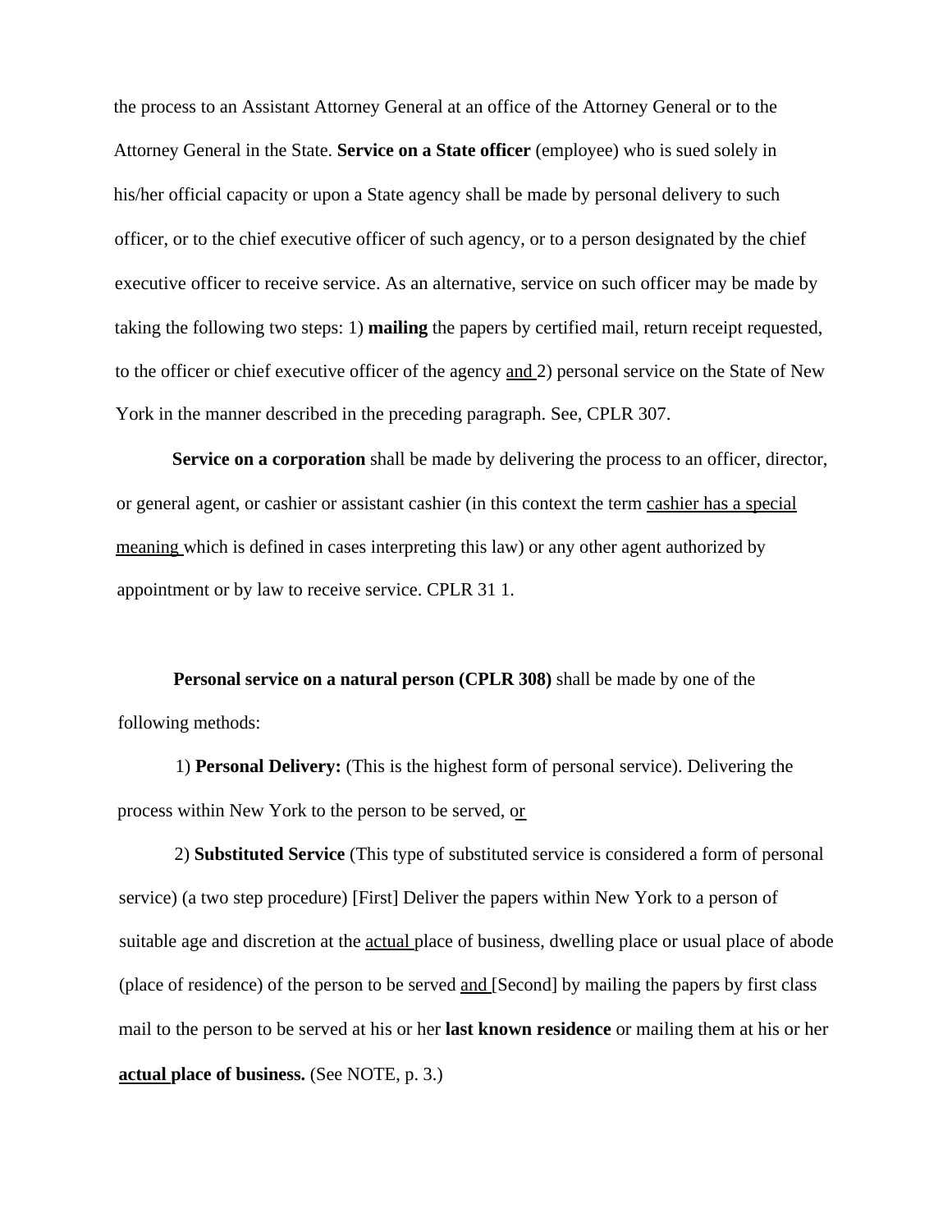the process to an Assistant Attorney General at an office of the Attorney General or to the Attorney General in the State. **Service on a State officer** (employee) who is sued solely in his/her official capacity or upon a State agency shall be made by personal delivery to such officer, or to the chief executive officer of such agency, or to a person designated by the chief executive officer to receive service. As an alternative, service on such officer may be made by taking the following two steps: 1) **mailing** the papers by certified mail, return receipt requested, to the officer or chief executive officer of the agency <u>and</u> 2) personal service on the State of New York in the manner described in the preceding paragraph. See, CPLR 307.

**Service on a corporation** shall be made by delivering the process to an officer, director, or general agent, or cashier or assistant cashier (in this context the term <u>cashier has a special meaning</u> which is defined in cases interpreting this law) or any other agent authorized by appointment or by law to receive service. CPLR 31 1.

**Personal service on a natural person (CPLR 308)** shall be made by one of the following methods:

1) **Personal Delivery:** (This is the highest form of personal service). Delivering the process within New York to the person to be served, <u>or</u>

2) **Substituted Service** (This type of substituted service is considered a form of personal service) (a two step procedure) [First] Deliver the papers within New York to a person of suitable age and discretion at the <u>actual</u> place of business, dwelling place or usual place of abode (place of residence) of the person to be served <u>and</u> [Second] by mailing the papers by first class mail to the person to be served at his or her **last known residence** or mailing them at his or her **<u>actual</u> place of business.** (See NOTE, p. 3.)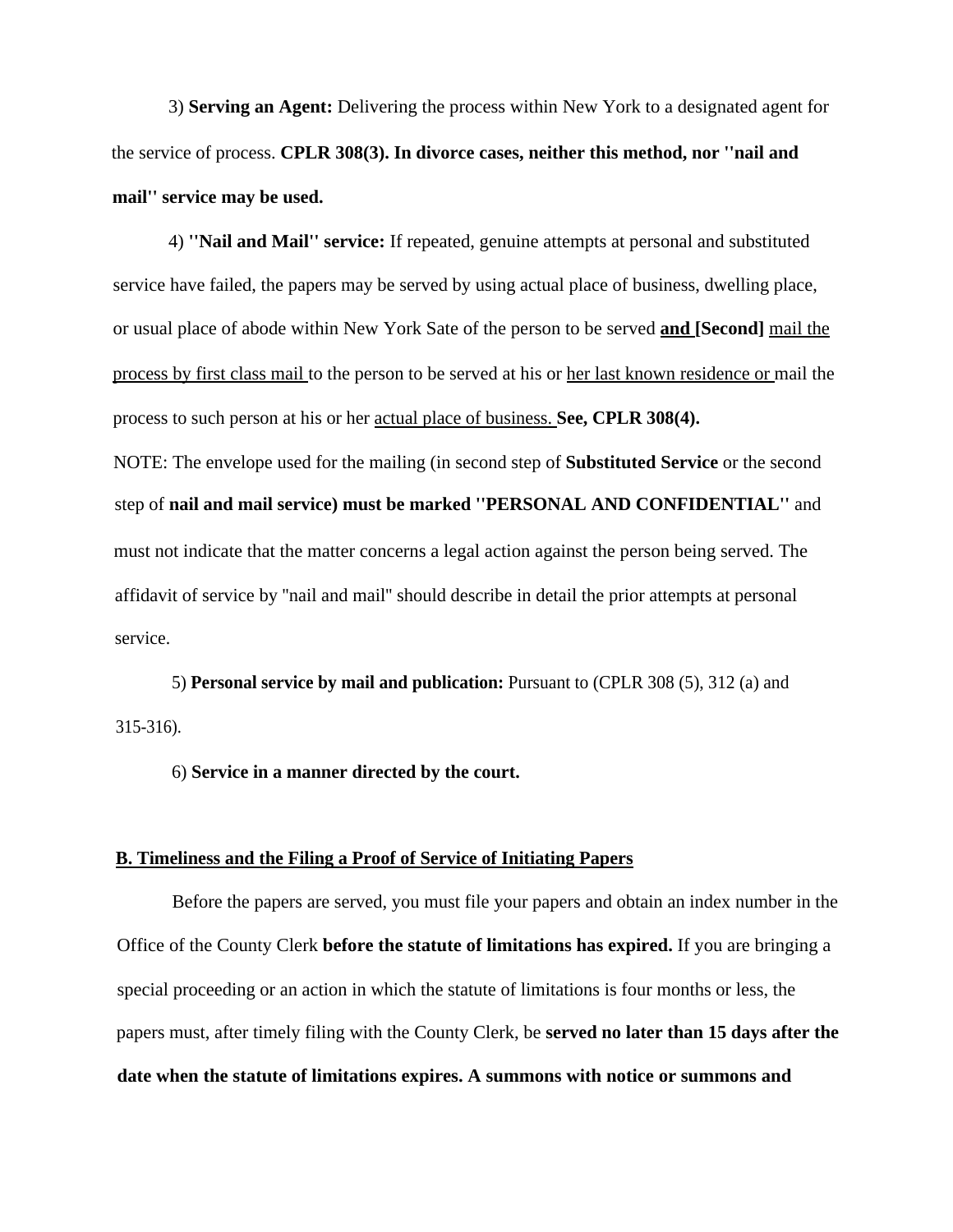3) **Serving an Agent:** Delivering the process within New York to a designated agent for the service of process. **CPLR 308(3). In divorce cases, neither this method, nor ''nail and mail'' service may be used.**

4) **''Nail and Mail'' service:** If repeated, genuine attempts at personal and substituted service have failed, the papers may be served by using actual place of business, dwelling place, or usual place of abode within New York Sate of the person to be served **<u>and [Second]</u>** <u>mail the process by first class mail</u> to the person to be served at his or <u>her last known residence or</u> mail the process to such person at his or her <u>actual place of business.</u> **See, CPLR 308(4).**

NOTE: The envelope used for the mailing (in second step of **Substituted Service** or the second step of **nail and mail service) must be marked ''PERSONAL AND CONFIDENTIAL''** and must not indicate that the matter concerns a legal action against the person being served. The affidavit of service by "nail and mail" should describe in detail the prior attempts at personal service.

5) **Personal service by mail and publication:** Pursuant to (CPLR 308 (5), 312 (a) and 315-316).

6) **Service in a manner directed by the court.**

**<u>B. Timeliness and the Filing a Proof of Service of Initiating Papers</u>**

Before the papers are served, you must file your papers and obtain an index number in the Office of the County Clerk **before the statute of limitations has expired.** If you are bringing a special proceeding or an action in which the statute of limitations is four months or less, the papers must, after timely filing with the County Clerk, be **served no later than 15 days after the date when the statute of limitations expires. A summons with notice or summons and**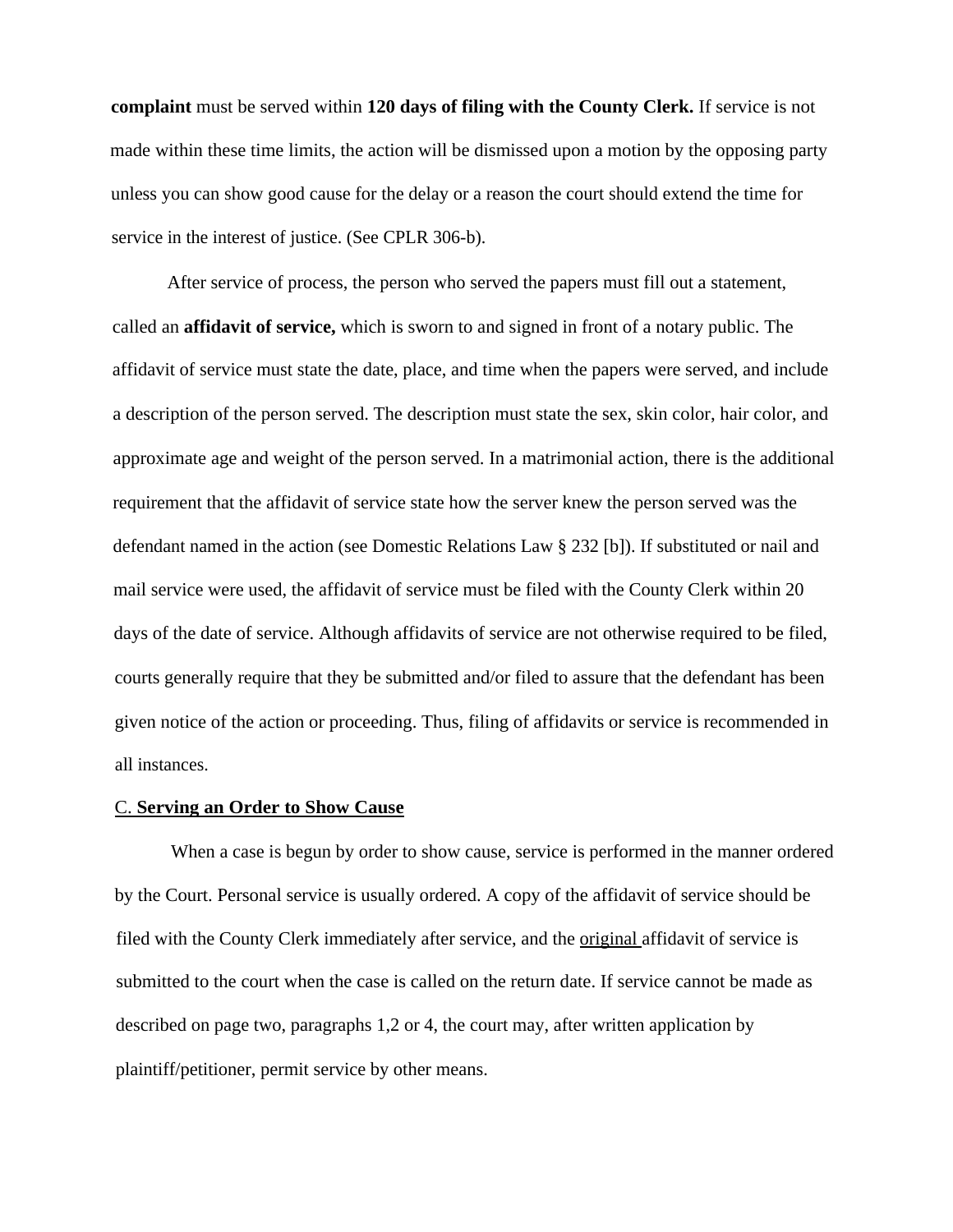**complaint** must be served within **120 days of filing with the County Clerk.** If service is not made within these time limits, the action will be dismissed upon a motion by the opposing party unless you can show good cause for the delay or a reason the court should extend the time for service in the interest of justice. (See CPLR 306-b).

After service of process, the person who served the papers must fill out a statement, called an **affidavit of service,** which is sworn to and signed in front of a notary public. The affidavit of service must state the date, place, and time when the papers were served, and include a description of the person served. The description must state the sex, skin color, hair color, and approximate age and weight of the person served. In a matrimonial action, there is the additional requirement that the affidavit of service state how the server knew the person served was the defendant named in the action (see Domestic Relations Law § 232 [b]). If substituted or nail and mail service were used, the affidavit of service must be filed with the County Clerk within 20 days of the date of service. Although affidavits of service are not otherwise required to be filed, courts generally require that they be submitted and/or filed to assure that the defendant has been given notice of the action or proceeding. Thus, filing of affidavits or service is recommended in all instances.

## C. **Serving an Order to Show Cause**

When a case is begun by order to show cause, service is performed in the manner ordered by the Court. Personal service is usually ordered. A copy of the affidavit of service should be filed with the County Clerk immediately after service, and the original affidavit of service is submitted to the court when the case is called on the return date. If service cannot be made as described on page two, paragraphs 1,2 or 4, the court may, after written application by plaintiff/petitioner, permit service by other means.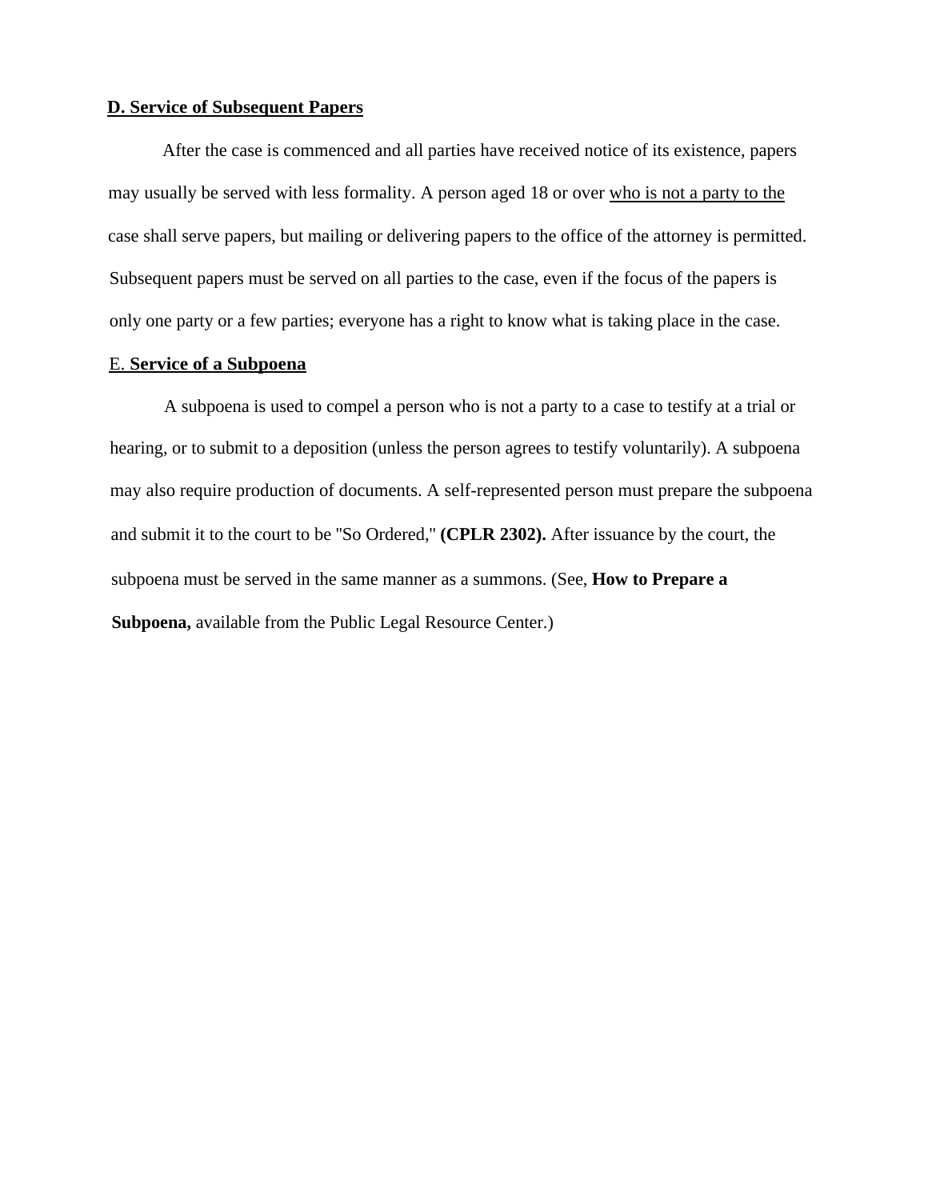## D. Service of Subsequent Papers

After the case is commenced and all parties have received notice of its existence, papers may usually be served with less formality. A person aged 18 or over <u>who is not a party to the</u> case shall serve papers, but mailing or delivering papers to the office of the attorney is permitted. Subsequent papers must be served on all parties to the case, even if the focus of the papers is only one party or a few parties; everyone has a right to know what is taking place in the case.

## E. Service of a Subpoena

A subpoena is used to compel a person who is not a party to a case to testify at a trial or hearing, or to submit to a deposition (unless the person agrees to testify voluntarily). A subpoena may also require production of documents. A self-represented person must prepare the subpoena and submit it to the court to be "So Ordered," **(CPLR 2302).** After issuance by the court, the subpoena must be served in the same manner as a summons. (See, **How to Prepare a Subpoena,** available from the Public Legal Resource Center.)